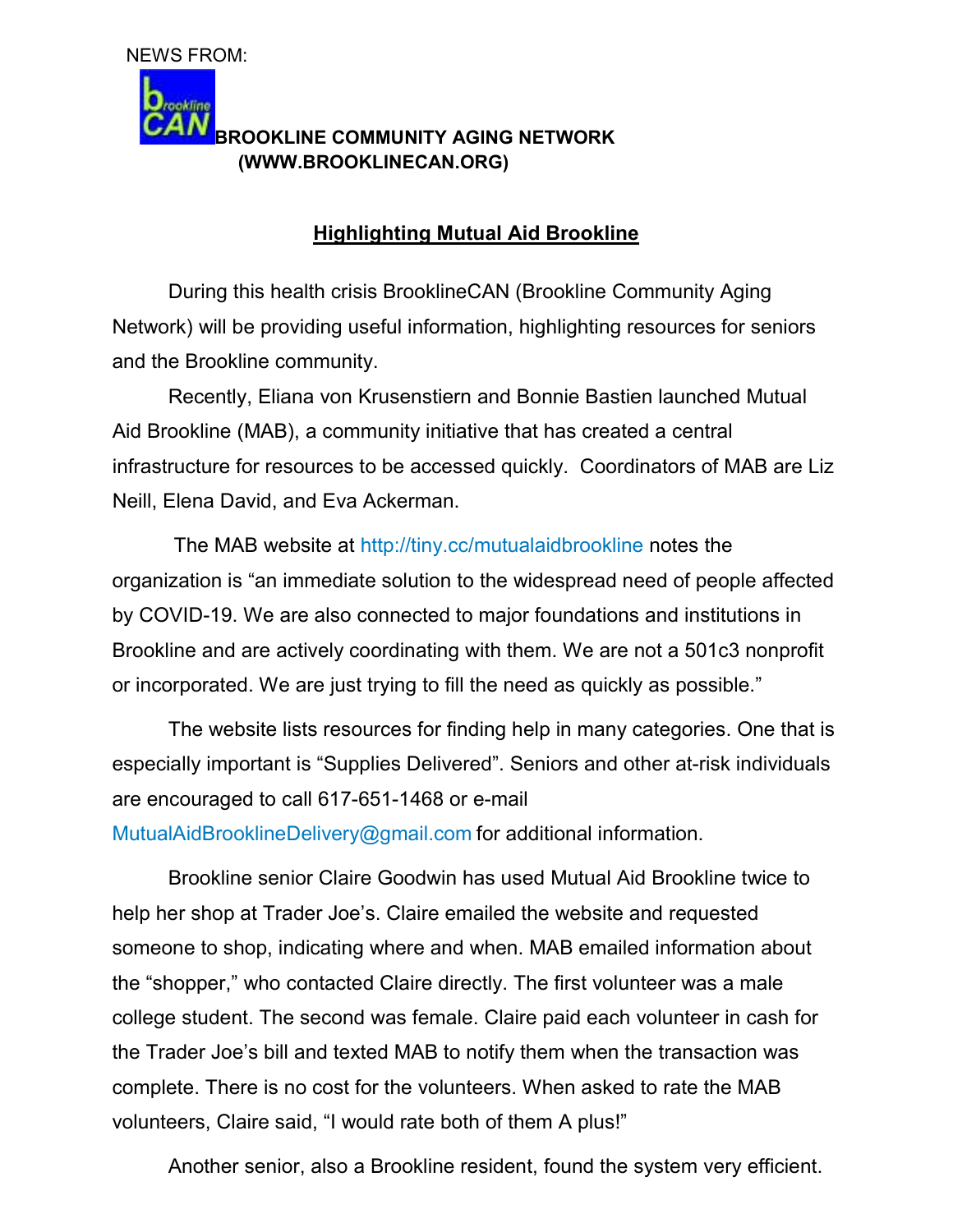NEWS FROM:

**BROOKLINE COMMUNITY AGING NETWORK**
**(WWW.BROOKLINECAN.ORG)**

## Highlighting Mutual Aid Brookline

During this health crisis BrooklineCAN (Brookline Community Aging Network) will be providing useful information, highlighting resources for seniors and the Brookline community.

Recently, Eliana von Krusenstiern and Bonnie Bastien launched Mutual Aid Brookline (MAB), a community initiative that has created a central infrastructure for resources to be accessed quickly. Coordinators of MAB are Liz Neill, Elena David, and Eva Ackerman.

The MAB website at http://tiny.cc/mutualaidbrookline notes the organization is "an immediate solution to the widespread need of people affected by COVID-19. We are also connected to major foundations and institutions in Brookline and are actively coordinating with them. We are not a 501c3 nonprofit or incorporated. We are just trying to fill the need as quickly as possible."

The website lists resources for finding help in many categories. One that is especially important is "Supplies Delivered". Seniors and other at-risk individuals are encouraged to call 617-651-1468 or e-mail MutualAidBrooklineDelivery@gmail.com for additional information.

Brookline senior Claire Goodwin has used Mutual Aid Brookline twice to help her shop at Trader Joe's. Claire emailed the website and requested someone to shop, indicating where and when. MAB emailed information about the "shopper," who contacted Claire directly. The first volunteer was a male college student. The second was female. Claire paid each volunteer in cash for the Trader Joe's bill and texted MAB to notify them when the transaction was complete. There is no cost for the volunteers. When asked to rate the MAB volunteers, Claire said, "I would rate both of them A plus!"

Another senior, also a Brookline resident, found the system very efficient.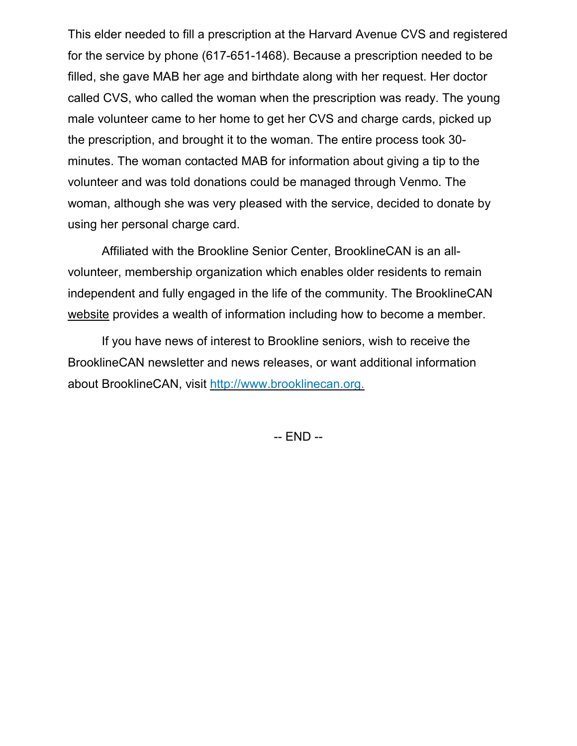This elder needed to fill a prescription at the Harvard Avenue CVS and registered for the service by phone (617-651-1468). Because a prescription needed to be filled, she gave MAB her age and birthdate along with her request. Her doctor called CVS, who called the woman when the prescription was ready. The young male volunteer came to her home to get her CVS and charge cards, picked up the prescription, and brought it to the woman. The entire process took 30-minutes. The woman contacted MAB for information about giving a tip to the volunteer and was told donations could be managed through Venmo. The woman, although she was very pleased with the service, decided to donate by using her personal charge card.

Affiliated with the Brookline Senior Center, BrooklineCAN is an all-volunteer, membership organization which enables older residents to remain independent and fully engaged in the life of the community. The BrooklineCAN website provides a wealth of information including how to become a member.

If you have news of interest to Brookline seniors, wish to receive the BrooklineCAN newsletter and news releases, or want additional information about BrooklineCAN, visit http://www.brooklinecan.org.

-- END --